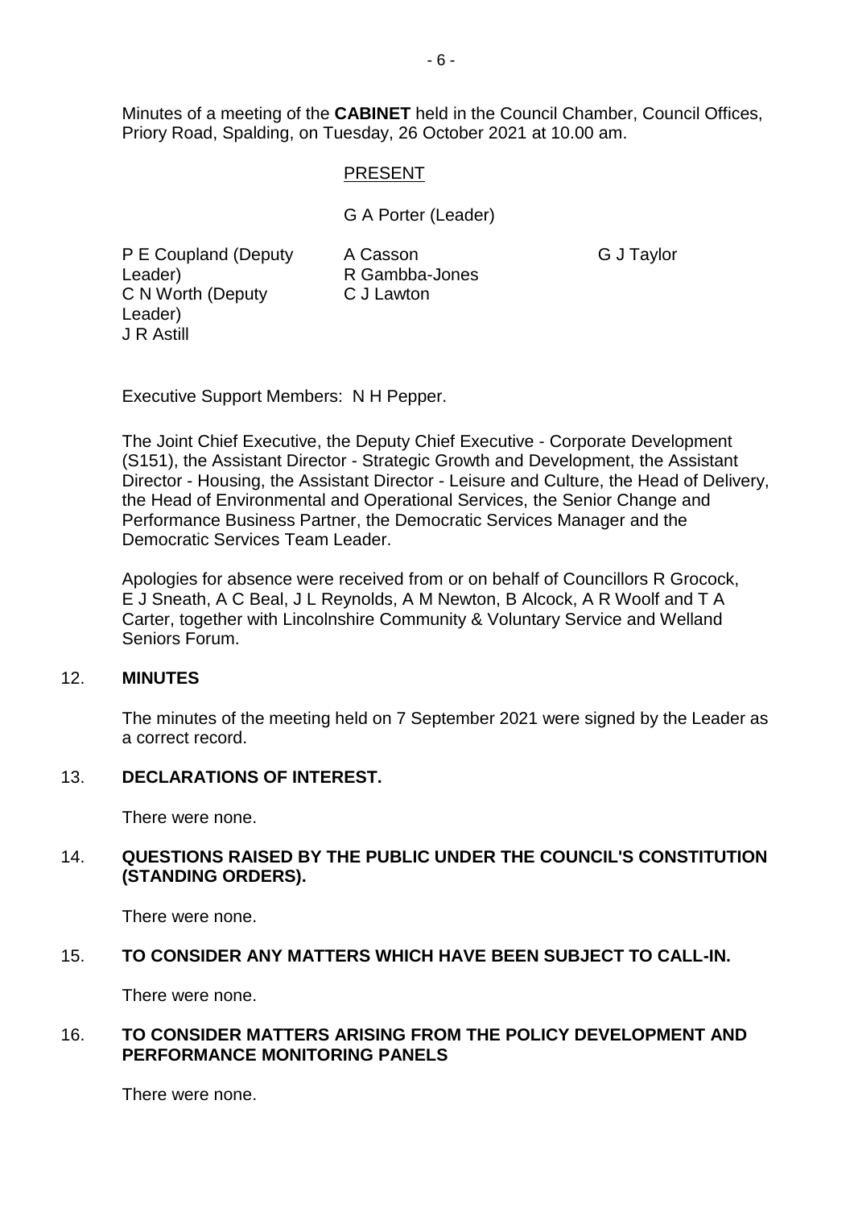Minutes of a meeting of the **CABINET** held in the Council Chamber, Council Offices, Priory Road, Spalding, on Tuesday, 26 October 2021 at 10.00 am.

PRESENT

G A Porter (Leader)

P E Coupland (Deputy Leader)
C N Worth (Deputy Leader)
J R Astill
A Casson
R Gambba-Jones
C J Lawton
G J Taylor

Executive Support Members: N H Pepper.

The Joint Chief Executive, the Deputy Chief Executive - Corporate Development (S151), the Assistant Director - Strategic Growth and Development, the Assistant Director - Housing, the Assistant Director - Leisure and Culture, the Head of Delivery, the Head of Environmental and Operational Services, the Senior Change and Performance Business Partner, the Democratic Services Manager and the Democratic Services Team Leader.

Apologies for absence were received from or on behalf of Councillors R Grocock, E J Sneath, A C Beal, J L Reynolds, A M Newton, B Alcock, A R Woolf and T A Carter, together with Lincolnshire Community & Voluntary Service and Welland Seniors Forum.

12. **MINUTES**

The minutes of the meeting held on 7 September 2021 were signed by the Leader as a correct record.

13. **DECLARATIONS OF INTEREST.**

There were none.

14. **QUESTIONS RAISED BY THE PUBLIC UNDER THE COUNCIL'S CONSTITUTION (STANDING ORDERS).**

There were none.

15. **TO CONSIDER ANY MATTERS WHICH HAVE BEEN SUBJECT TO CALL-IN.**

There were none.

16. **TO CONSIDER MATTERS ARISING FROM THE POLICY DEVELOPMENT AND PERFORMANCE MONITORING PANELS**

There were none.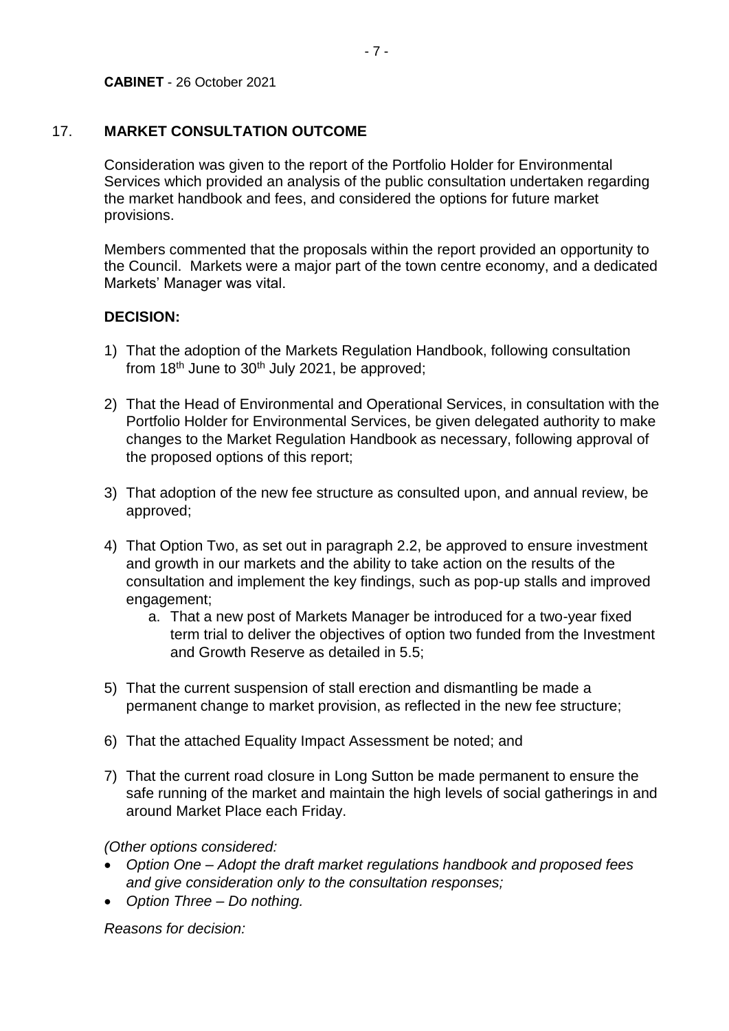**CABINET** - 26 October 2021

## 17. MARKET CONSULTATION OUTCOME

Consideration was given to the report of the Portfolio Holder for Environmental Services which provided an analysis of the public consultation undertaken regarding the market handbook and fees, and considered the options for future market provisions.

Members commented that the proposals within the report provided an opportunity to the Council. Markets were a major part of the town centre economy, and a dedicated Markets' Manager was vital.

**DECISION:**

1) That the adoption of the Markets Regulation Handbook, following consultation from 18th June to 30th July 2021, be approved;

2) That the Head of Environmental and Operational Services, in consultation with the Portfolio Holder for Environmental Services, be given delegated authority to make changes to the Market Regulation Handbook as necessary, following approval of the proposed options of this report;

3) That adoption of the new fee structure as consulted upon, and annual review, be approved;

4) That Option Two, as set out in paragraph 2.2, be approved to ensure investment and growth in our markets and the ability to take action on the results of the consultation and implement the key findings, such as pop-up stalls and improved engagement;
   a. That a new post of Markets Manager be introduced for a two-year fixed term trial to deliver the objectives of option two funded from the Investment and Growth Reserve as detailed in 5.5;

5) That the current suspension of stall erection and dismantling be made a permanent change to market provision, as reflected in the new fee structure;

6) That the attached Equality Impact Assessment be noted; and

7) That the current road closure in Long Sutton be made permanent to ensure the safe running of the market and maintain the high levels of social gatherings in and around Market Place each Friday.

*(Other options considered:*

- *Option One – Adopt the draft market regulations handbook and proposed fees and give consideration only to the consultation responses;*
- *Option Three – Do nothing.*

*Reasons for decision:*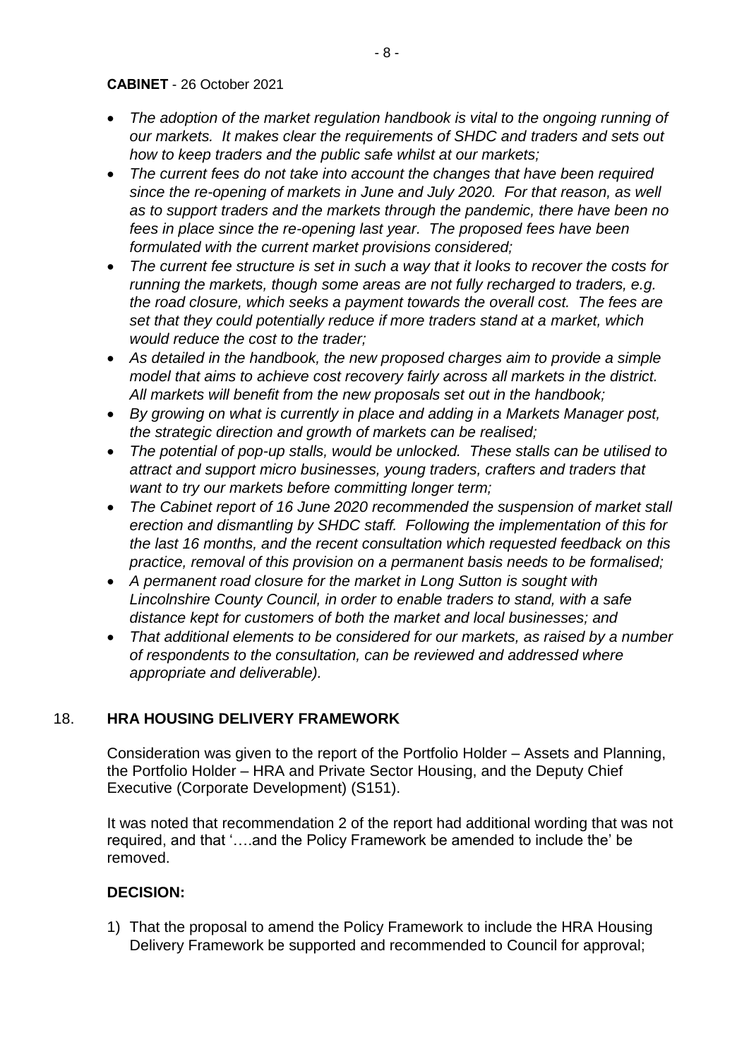- *The adoption of the market regulation handbook is vital to the ongoing running of our markets. It makes clear the requirements of SHDC and traders and sets out how to keep traders and the public safe whilst at our markets;*
- *The current fees do not take into account the changes that have been required since the re-opening of markets in June and July 2020. For that reason, as well as to support traders and the markets through the pandemic, there have been no fees in place since the re-opening last year. The proposed fees have been formulated with the current market provisions considered;*
- *The current fee structure is set in such a way that it looks to recover the costs for running the markets, though some areas are not fully recharged to traders, e.g. the road closure, which seeks a payment towards the overall cost. The fees are set that they could potentially reduce if more traders stand at a market, which would reduce the cost to the trader;*
- *As detailed in the handbook, the new proposed charges aim to provide a simple model that aims to achieve cost recovery fairly across all markets in the district. All markets will benefit from the new proposals set out in the handbook;*
- *By growing on what is currently in place and adding in a Markets Manager post, the strategic direction and growth of markets can be realised;*
- *The potential of pop-up stalls, would be unlocked. These stalls can be utilised to attract and support micro businesses, young traders, crafters and traders that want to try our markets before committing longer term;*
- *The Cabinet report of 16 June 2020 recommended the suspension of market stall erection and dismantling by SHDC staff. Following the implementation of this for the last 16 months, and the recent consultation which requested feedback on this practice, removal of this provision on a permanent basis needs to be formalised;*
- *A permanent road closure for the market in Long Sutton is sought with Lincolnshire County Council, in order to enable traders to stand, with a safe distance kept for customers of both the market and local businesses; and*
- *That additional elements to be considered for our markets, as raised by a number of respondents to the consultation, can be reviewed and addressed where appropriate and deliverable).*

## 18. HRA HOUSING DELIVERY FRAMEWORK

Consideration was given to the report of the Portfolio Holder – Assets and Planning, the Portfolio Holder – HRA and Private Sector Housing, and the Deputy Chief Executive (Corporate Development) (S151).

It was noted that recommendation 2 of the report had additional wording that was not required, and that '….and the Policy Framework be amended to include the' be removed.

**DECISION:**

1) That the proposal to amend the Policy Framework to include the HRA Housing Delivery Framework be supported and recommended to Council for approval;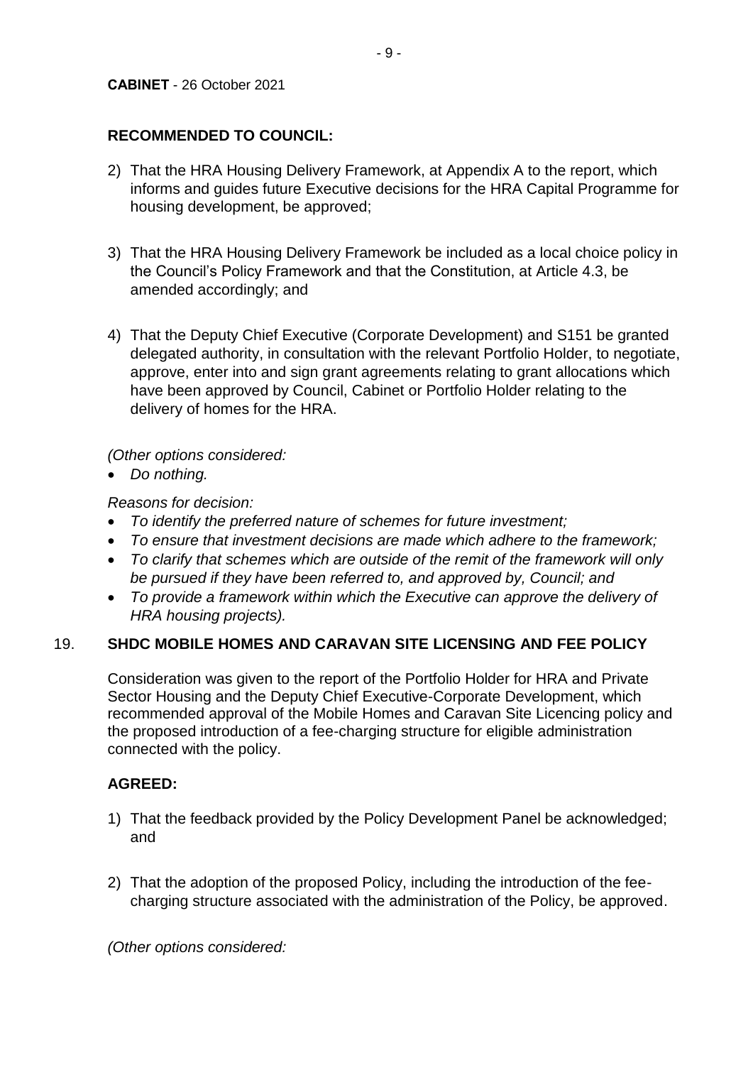**CABINET** - 26 October 2021

**RECOMMENDED TO COUNCIL:**

2) That the HRA Housing Delivery Framework, at Appendix A to the report, which informs and guides future Executive decisions for the HRA Capital Programme for housing development, be approved;

3) That the HRA Housing Delivery Framework be included as a local choice policy in the Council's Policy Framework and that the Constitution, at Article 4.3, be amended accordingly; and

4) That the Deputy Chief Executive (Corporate Development) and S151 be granted delegated authority, in consultation with the relevant Portfolio Holder, to negotiate, approve, enter into and sign grant agreements relating to grant allocations which have been approved by Council, Cabinet or Portfolio Holder relating to the delivery of homes for the HRA.

*(Other options considered:*

- *Do nothing.*

*Reasons for decision:*

- *To identify the preferred nature of schemes for future investment;*
- *To ensure that investment decisions are made which adhere to the framework;*
- *To clarify that schemes which are outside of the remit of the framework will only be pursued if they have been referred to, and approved by, Council; and*
- *To provide a framework within which the Executive can approve the delivery of HRA housing projects).*

## 19. SHDC MOBILE HOMES AND CARAVAN SITE LICENSING AND FEE POLICY

Consideration was given to the report of the Portfolio Holder for HRA and Private Sector Housing and the Deputy Chief Executive-Corporate Development, which recommended approval of the Mobile Homes and Caravan Site Licencing policy and the proposed introduction of a fee-charging structure for eligible administration connected with the policy.

**AGREED:**

1) That the feedback provided by the Policy Development Panel be acknowledged; and

2) That the adoption of the proposed Policy, including the introduction of the fee-charging structure associated with the administration of the Policy, be approved.

*(Other options considered:*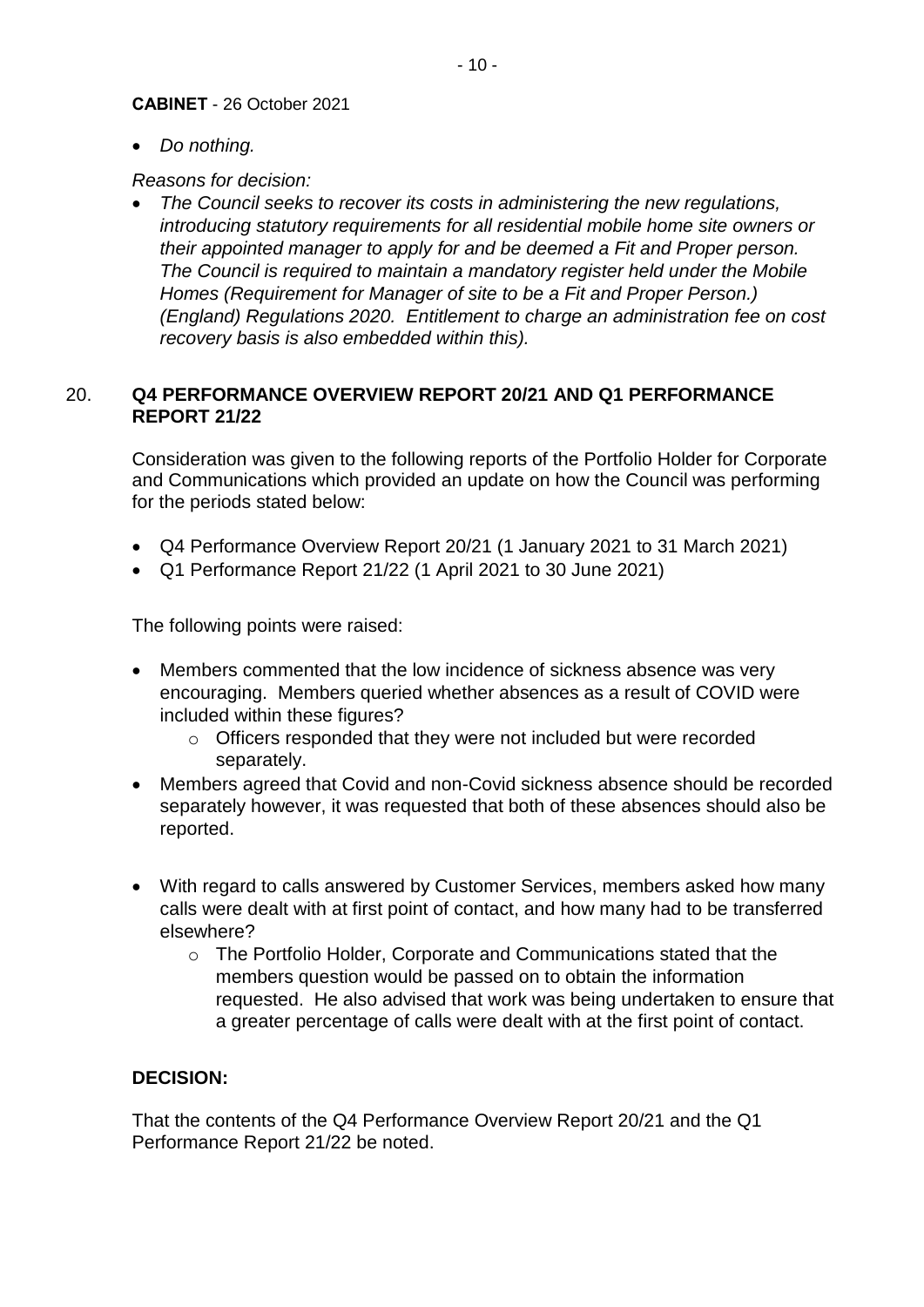**CABINET** - 26 October 2021

- *Do nothing.*

*Reasons for decision:*

- *The Council seeks to recover its costs in administering the new regulations, introducing statutory requirements for all residential mobile home site owners or their appointed manager to apply for and be deemed a Fit and Proper person. The Council is required to maintain a mandatory register held under the Mobile Homes (Requirement for Manager of site to be a Fit and Proper Person.) (England) Regulations 2020. Entitlement to charge an administration fee on cost recovery basis is also embedded within this).*

## 20. Q4 PERFORMANCE OVERVIEW REPORT 20/21 AND Q1 PERFORMANCE REPORT 21/22

Consideration was given to the following reports of the Portfolio Holder for Corporate and Communications which provided an update on how the Council was performing for the periods stated below:

- Q4 Performance Overview Report 20/21 (1 January 2021 to 31 March 2021)
- Q1 Performance Report 21/22 (1 April 2021 to 30 June 2021)

The following points were raised:

- Members commented that the low incidence of sickness absence was very encouraging. Members queried whether absences as a result of COVID were included within these figures?
  - Officers responded that they were not included but were recorded separately.
- Members agreed that Covid and non-Covid sickness absence should be recorded separately however, it was requested that both of these absences should also be reported.
- With regard to calls answered by Customer Services, members asked how many calls were dealt with at first point of contact, and how many had to be transferred elsewhere?
  - The Portfolio Holder, Corporate and Communications stated that the members question would be passed on to obtain the information requested. He also advised that work was being undertaken to ensure that a greater percentage of calls were dealt with at the first point of contact.

**DECISION:**

That the contents of the Q4 Performance Overview Report 20/21 and the Q1 Performance Report 21/22 be noted.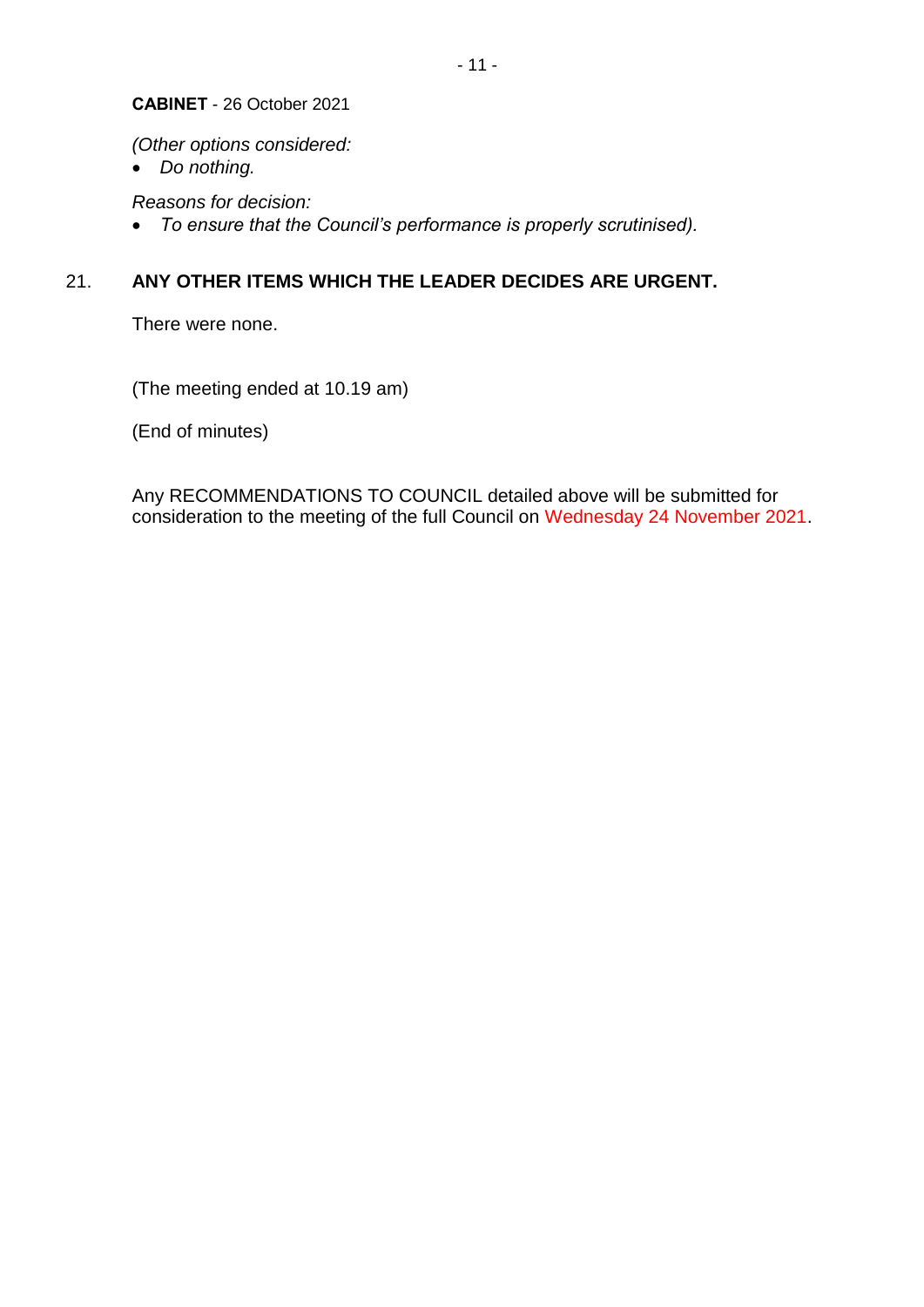*(Other options considered:*

- *Do nothing.*

*Reasons for decision:*

- *To ensure that the Council's performance is properly scrutinised).*

## 21. ANY OTHER ITEMS WHICH THE LEADER DECIDES ARE URGENT.

There were none.

(The meeting ended at 10.19 am)

(End of minutes)

Any RECOMMENDATIONS TO COUNCIL detailed above will be submitted for consideration to the meeting of the full Council on Wednesday 24 November 2021.